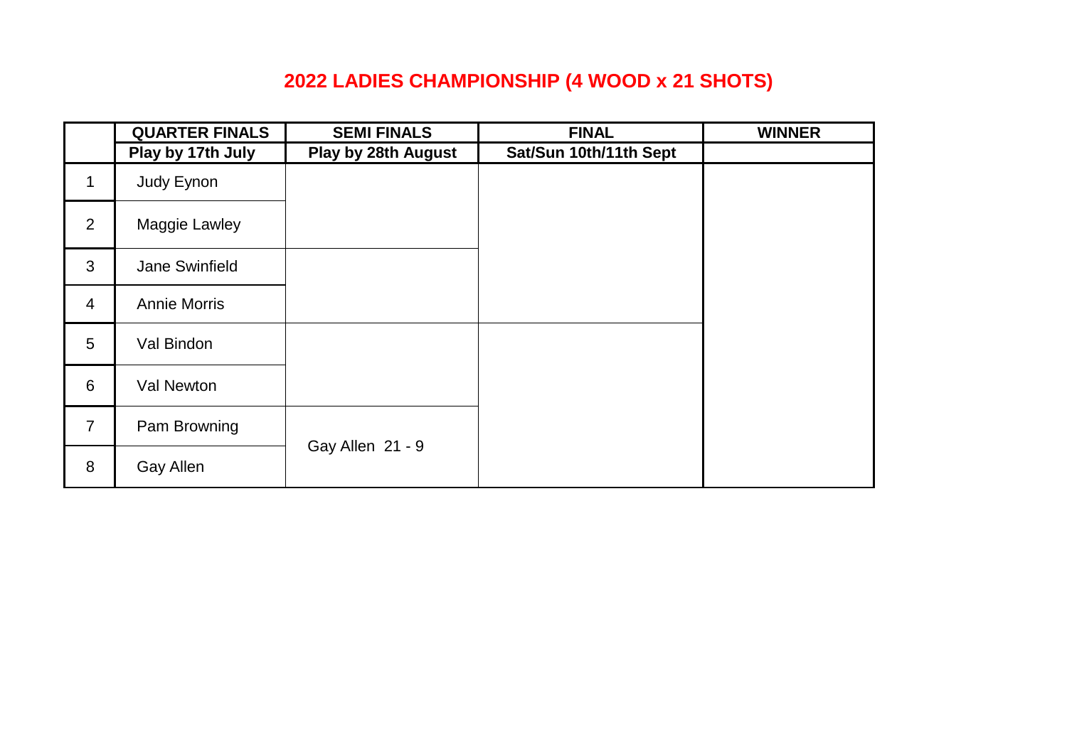# 2022 LADIES CHAMPIONSHIP (4 WOOD x 21 SHOTS)

| | QUARTER FINALS | SEMI FINALS | FINAL | WINNER |
|---|---|---|---|---|
| | Play by 17th July | Play by 28th August | Sat/Sun 10th/11th Sept | |
| 1 | Judy Eynon | | | |
| 2 | Maggie Lawley | | | |
| 3 | Jane Swinfield | | | |
| 4 | Annie Morris | | | |
| 5 | Val Bindon | | | |
| 6 | Val Newton | | | |
| 7 | Pam Browning | Gay Allen 21 - 9 | | |
| 8 | Gay Allen | | | |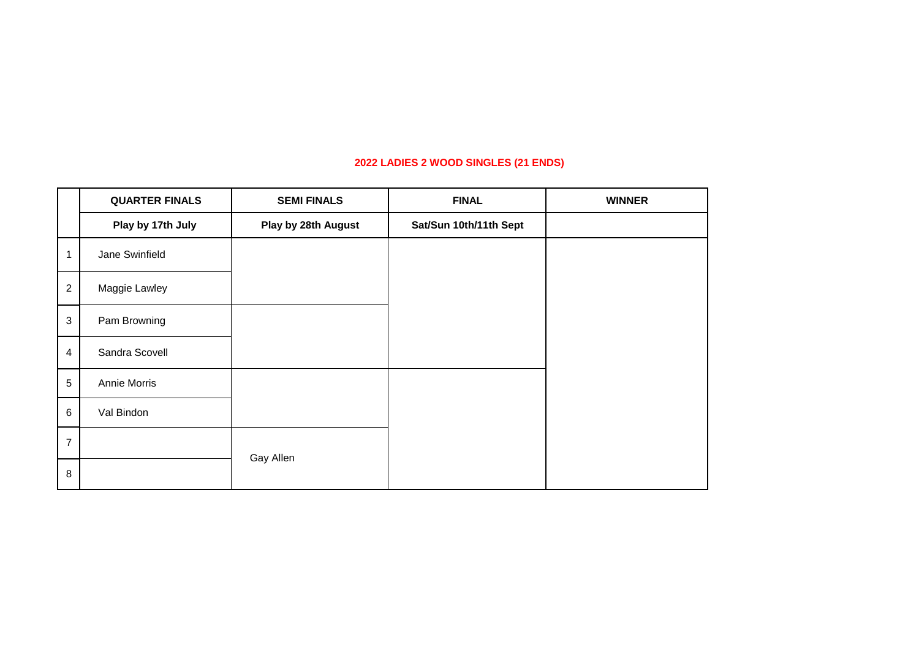**2022 LADIES 2 WOOD SINGLES (21 ENDS)**

| | QUARTER FINALS | SEMI FINALS | FINAL | WINNER |
|---|---|---|---|---|
| | Play by 17th July | Play by 28th August | Sat/Sun 10th/11th Sept | |
| 1 | Jane Swinfield | | | |
| 2 | Maggie Lawley | | | |
| 3 | Pam Browning | | | |
| 4 | Sandra Scovell | | | |
| 5 | Annie Morris | | | |
| 6 | Val Bindon | | | |
| 7 | | Gay Allen | | |
| 8 | | | | |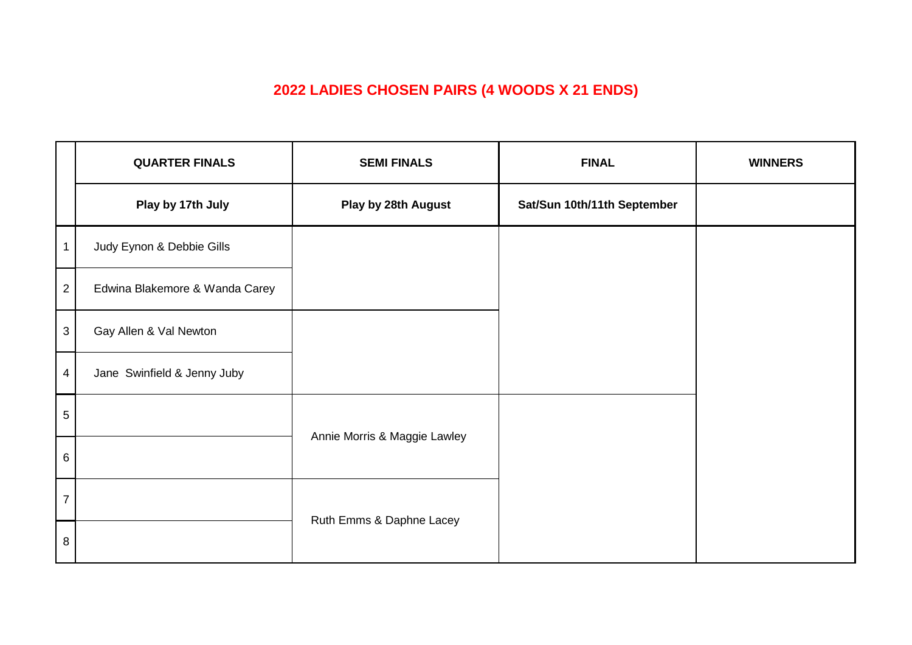# 2022 LADIES CHOSEN PAIRS (4 WOODS X 21 ENDS)

| | QUARTER FINALS | SEMI FINALS | FINAL | WINNERS |
|---|---|---|---|---|
| | Play by 17th July | Play by 28th August | Sat/Sun 10th/11th September | |
| 1 | Judy Eynon & Debbie Gills | | | |
| 2 | Edwina Blakemore & Wanda Carey | | | |
| 3 | Gay Allen & Val Newton | | | |
| 4 | Jane Swinfield & Jenny Juby | | | |
| 5 | | Annie Morris & Maggie Lawley | | |
| 6 | | | | |
| 7 | | Ruth Emms & Daphne Lacey | | |
| 8 | | | | |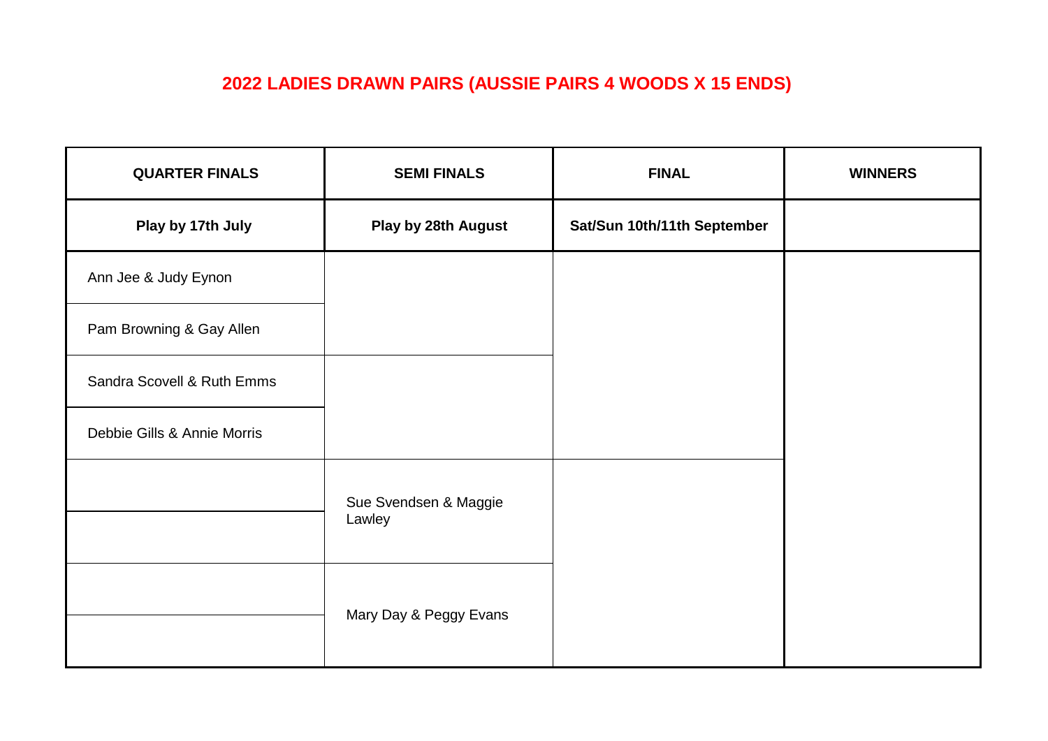# 2022 LADIES DRAWN PAIRS (AUSSIE PAIRS 4 WOODS X 15 ENDS)

| QUARTER FINALS | SEMI FINALS | FINAL | WINNERS |
|---|---|---|---|
| **Play by 17th July** | **Play by 28th August** | **Sat/Sun 10th/11th September** | |
| Ann Jee & Judy Eynon | | | |
| Pam Browning & Gay Allen | | | |
| Sandra Scovell & Ruth Emms | | | |
| Debbie Gills & Annie Morris | | | |
| | Sue Svendsen & Maggie Lawley | | |
| | | | |
| | Mary Day & Peggy Evans | | |
| | | | |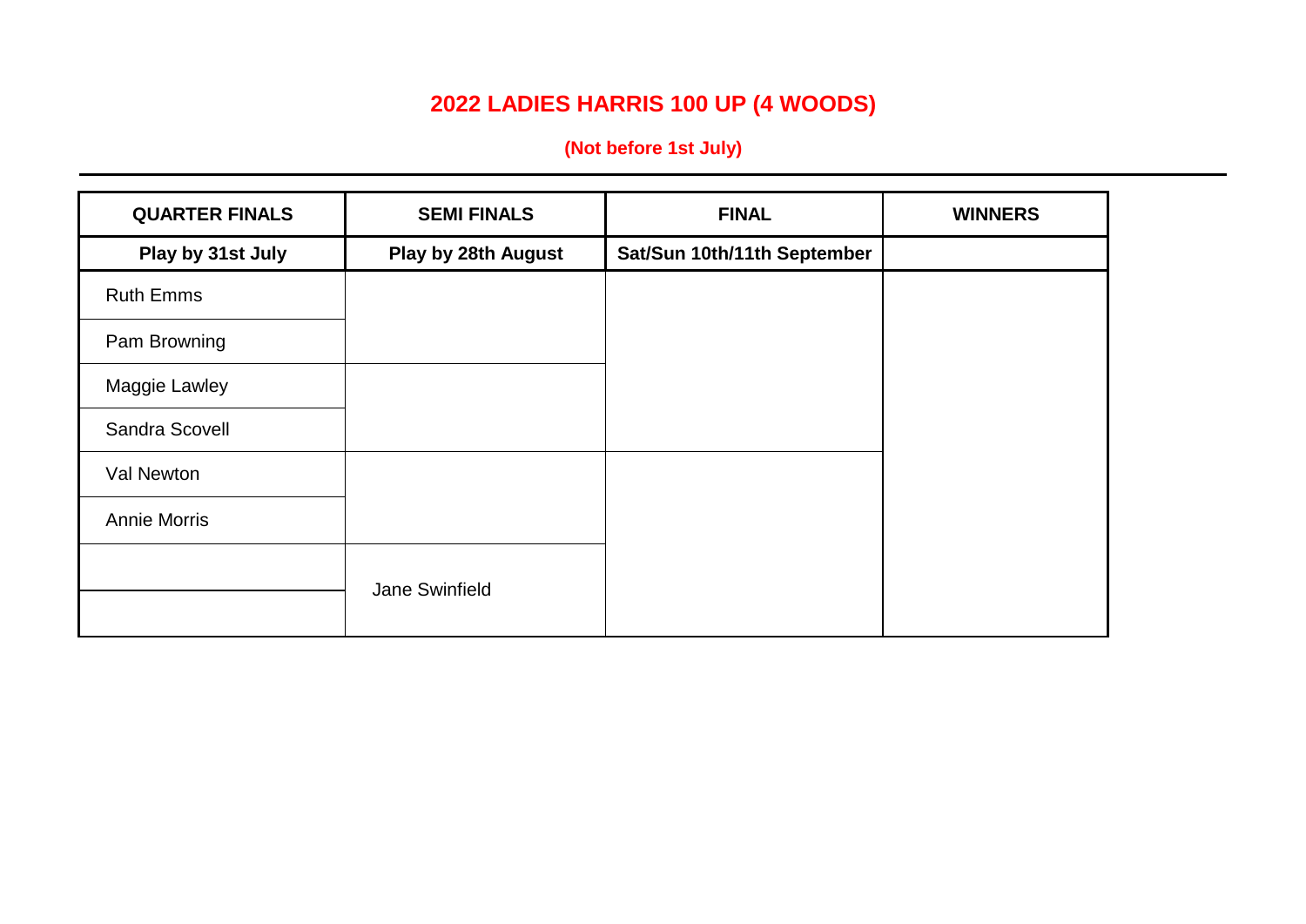# 2022 LADIES HARRIS 100 UP (4 WOODS)

**(Not before 1st July)**

| QUARTER FINALS | SEMI FINALS | FINAL | WINNERS |
|---|---|---|---|
| **Play by 31st July** | **Play by 28th August** | **Sat/Sun 10th/11th September** | |
| Ruth Emms | | | |
| Pam Browning | | | |
| Maggie Lawley | | | |
| Sandra Scovell | | | |
| Val Newton | | | |
| Annie Morris | | | |
| | Jane Swinfield | | |
| | | | |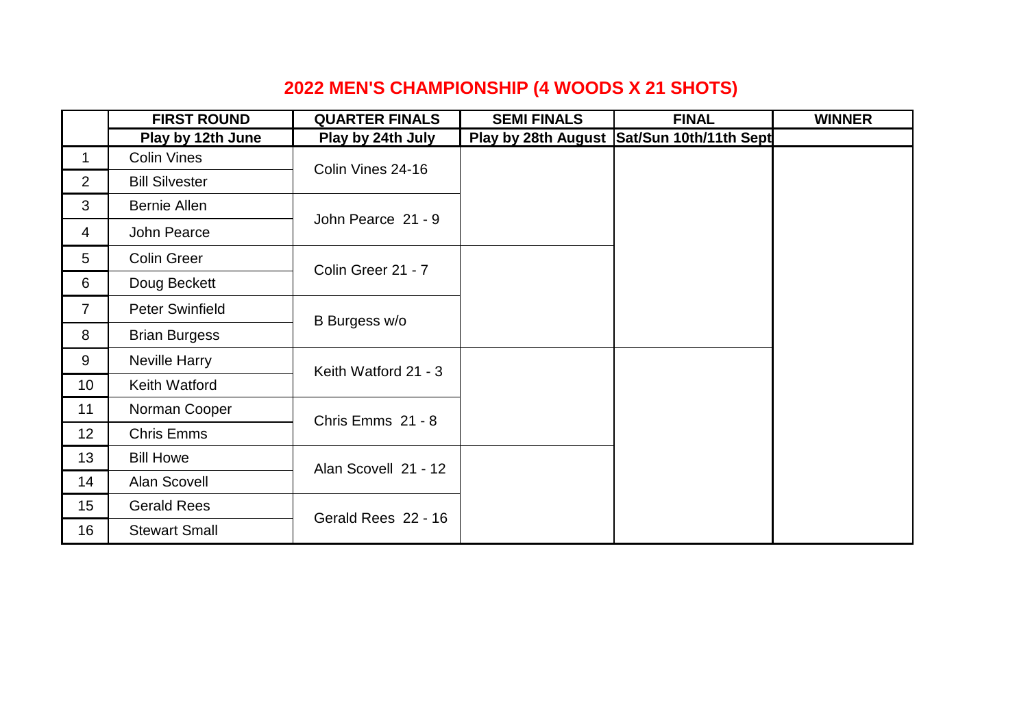# 2022 MEN'S CHAMPIONSHIP (4 WOODS X 21 SHOTS)

| | FIRST ROUND | QUARTER FINALS | SEMI FINALS | FINAL | WINNER |
|---|---|---|---|---|---|
| | Play by 12th June | Play by 24th July | Play by 28th August | Sat/Sun 10th/11th Sept | |
| 1 | Colin Vines | Colin Vines 24-16 | | | |
| 2 | Bill Silvester | | | | |
| 3 | Bernie Allen | John Pearce 21 - 9 | | | |
| 4 | John Pearce | | | | |
| 5 | Colin Greer | Colin Greer 21 - 7 | | | |
| 6 | Doug Beckett | | | | |
| 7 | Peter Swinfield | B Burgess w/o | | | |
| 8 | Brian Burgess | | | | |
| 9 | Neville Harry | Keith Watford 21 - 3 | | | |
| 10 | Keith Watford | | | | |
| 11 | Norman Cooper | Chris Emms 21 - 8 | | | |
| 12 | Chris Emms | | | | |
| 13 | Bill Howe | Alan Scovell 21 - 12 | | | |
| 14 | Alan Scovell | | | | |
| 15 | Gerald Rees | Gerald Rees 22 - 16 | | | |
| 16 | Stewart Small | | | | |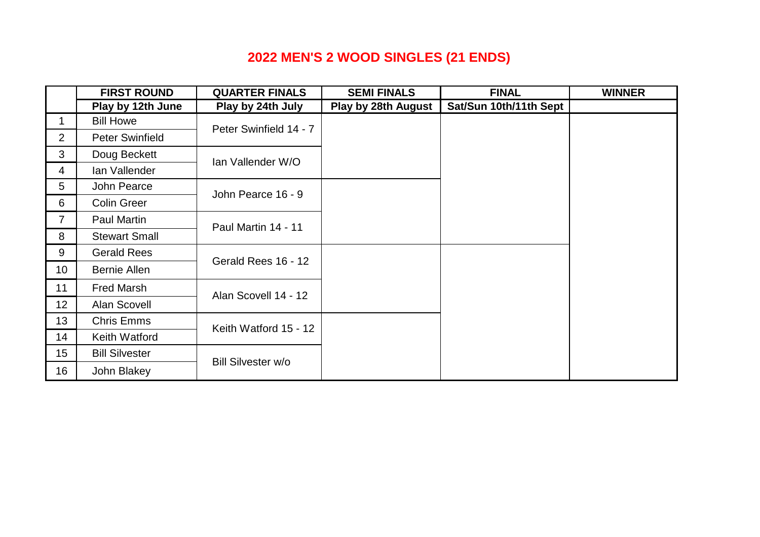# 2022 MEN'S 2 WOOD SINGLES (21 ENDS)

| | FIRST ROUND | QUARTER FINALS | SEMI FINALS | FINAL | WINNER |
|---|---|---|---|---|---|
| | Play by 12th June | Play by 24th July | Play by 28th August | Sat/Sun 10th/11th Sept | |
| 1 | Bill Howe | Peter Swinfield 14 - 7 | | | |
| 2 | Peter Swinfield | | | | |
| 3 | Doug Beckett | Ian Vallender W/O | | | |
| 4 | Ian Vallender | | | | |
| 5 | John Pearce | John Pearce 16 - 9 | | | |
| 6 | Colin Greer | | | | |
| 7 | Paul Martin | Paul Martin 14 - 11 | | | |
| 8 | Stewart Small | | | | |
| 9 | Gerald Rees | Gerald Rees 16 - 12 | | | |
| 10 | Bernie Allen | | | | |
| 11 | Fred Marsh | Alan Scovell 14 - 12 | | | |
| 12 | Alan Scovell | | | | |
| 13 | Chris Emms | Keith Watford 15 - 12 | | | |
| 14 | Keith Watford | | | | |
| 15 | Bill Silvester | Bill Silvester w/o | | | |
| 16 | John Blakey | | | | |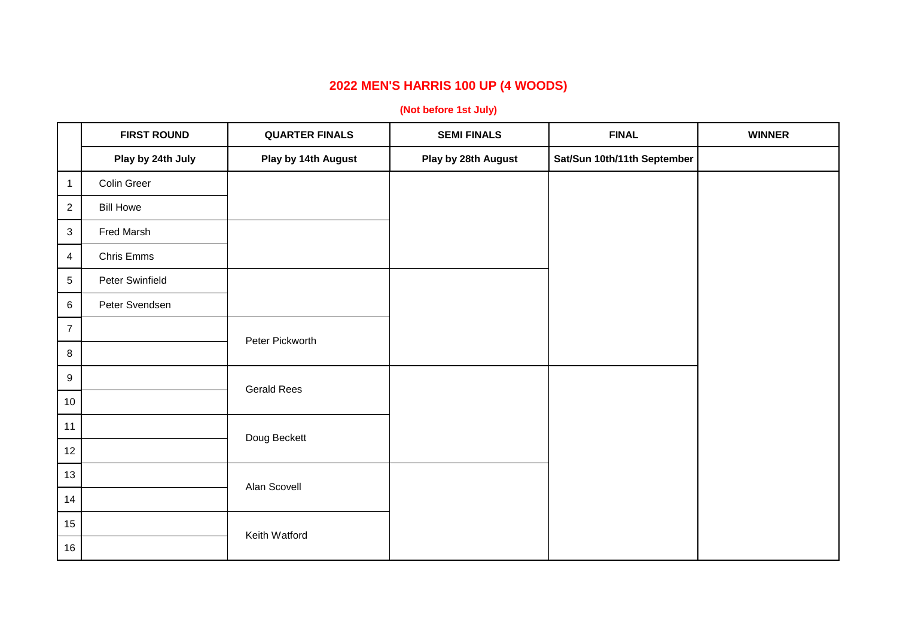## 2022 MEN'S HARRIS 100 UP (4 WOODS)

**(Not before 1st July)**

| | FIRST ROUND | QUARTER FINALS | SEMI FINALS | FINAL | WINNER |
|---|---|---|---|---|---|
| | Play by 24th July | Play by 14th August | Play by 28th August | Sat/Sun 10th/11th September | |
| 1 | Colin Greer | | | | |
| 2 | Bill Howe | | | | |
| 3 | Fred Marsh | | | | |
| 4 | Chris Emms | | | | |
| 5 | Peter Swinfield | | | | |
| 6 | Peter Svendsen | | | | |
| 7 | | Peter Pickworth | | | |
| 8 | | | | | |
| 9 | | Gerald Rees | | | |
| 10 | | | | | |
| 11 | | Doug Beckett | | | |
| 12 | | | | | |
| 13 | | Alan Scovell | | | |
| 14 | | | | | |
| 15 | | Keith Watford | | | |
| 16 | | | | | |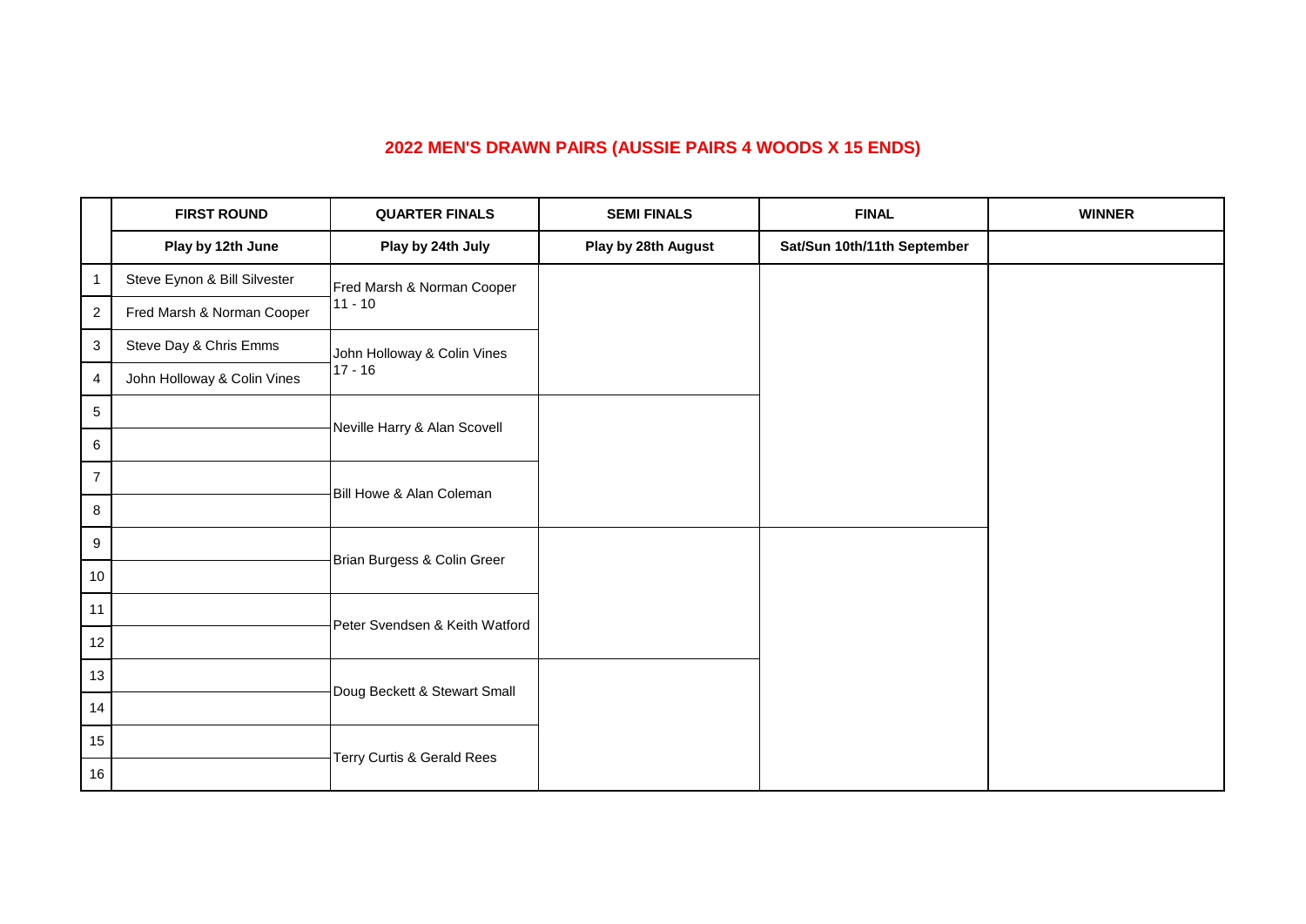## 2022 MEN'S DRAWN PAIRS (AUSSIE PAIRS 4 WOODS X 15 ENDS)

| | FIRST ROUND | QUARTER FINALS | SEMI FINALS | FINAL | WINNER |
|---|---|---|---|---|---|
| | Play by 12th June | Play by 24th July | Play by 28th August | Sat/Sun 10th/11th September | |
| 1 | Steve Eynon & Bill Silvester | Fred Marsh & Norman Cooper 11 - 10 | | | |
| 2 | Fred Marsh & Norman Cooper | | | | |
| 3 | Steve Day & Chris Emms | John Holloway & Colin Vines 17 - 16 | | | |
| 4 | John Holloway & Colin Vines | | | | |
| 5 | | Neville Harry & Alan Scovell | | | |
| 6 | | | | | |
| 7 | | Bill Howe & Alan Coleman | | | |
| 8 | | | | | |
| 9 | | Brian Burgess & Colin Greer | | | |
| 10 | | | | | |
| 11 | | Peter Svendsen & Keith Watford | | | |
| 12 | | | | | |
| 13 | | Doug Beckett & Stewart Small | | | |
| 14 | | | | | |
| 15 | | Terry Curtis & Gerald Rees | | | |
| 16 | | | | | |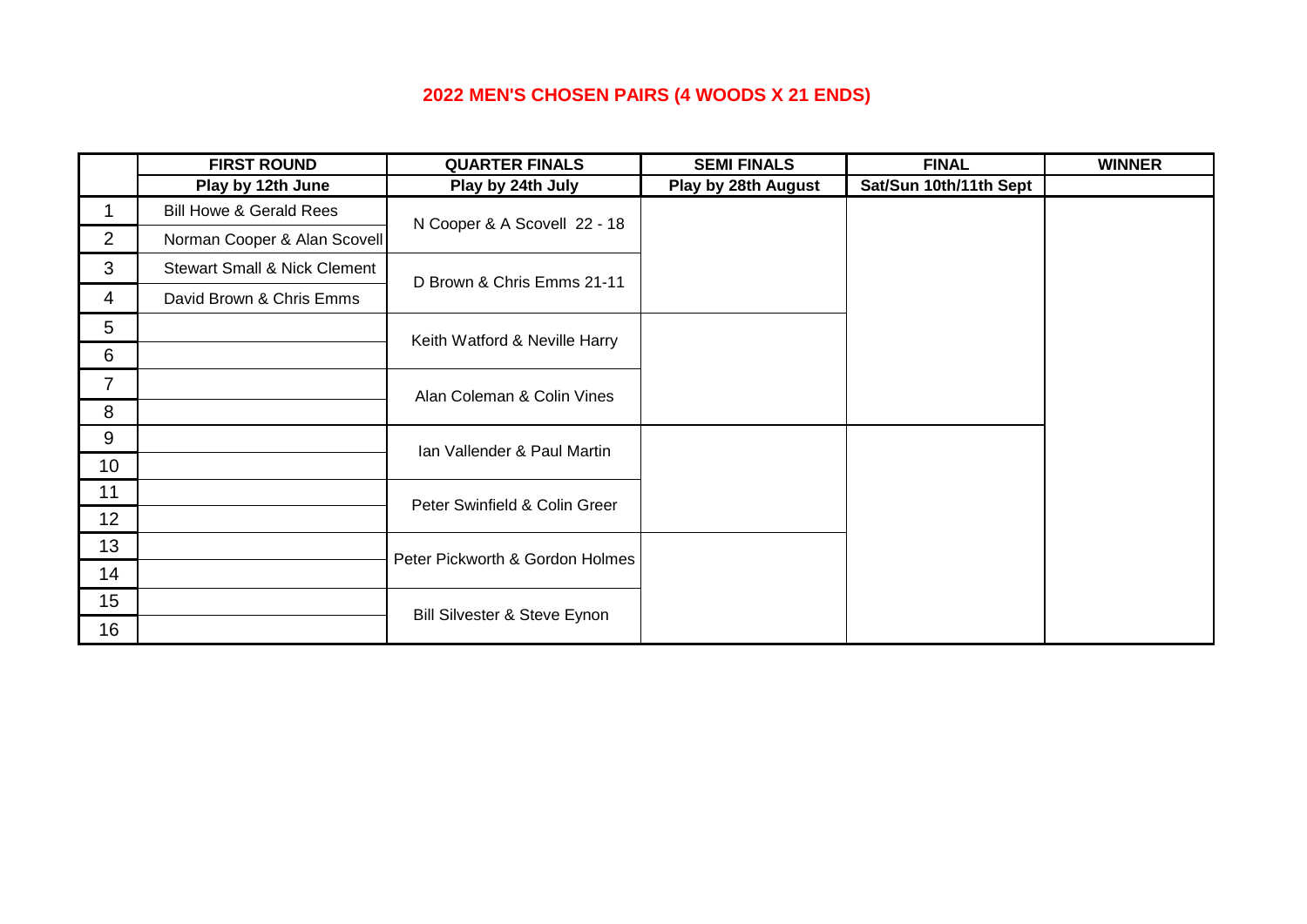## 2022 MEN'S CHOSEN PAIRS (4 WOODS X 21 ENDS)

| | FIRST ROUND | QUARTER FINALS | SEMI FINALS | FINAL | WINNER |
|---|---|---|---|---|---|
| | Play by 12th June | Play by 24th July | Play by 28th August | Sat/Sun 10th/11th Sept | |
| 1 | Bill Howe & Gerald Rees | N Cooper & A Scovell 22 - 18 | | | |
| 2 | Norman Cooper & Alan Scovell | | | | |
| 3 | Stewart Small & Nick Clement | D Brown & Chris Emms 21-11 | | | |
| 4 | David Brown & Chris Emms | | | | |
| 5 | | Keith Watford & Neville Harry | | | |
| 6 | | | | | |
| 7 | | Alan Coleman & Colin Vines | | | |
| 8 | | | | | |
| 9 | | Ian Vallender & Paul Martin | | | |
| 10 | | | | | |
| 11 | | Peter Swinfield & Colin Greer | | | |
| 12 | | | | | |
| 13 | | Peter Pickworth & Gordon Holmes | | | |
| 14 | | | | | |
| 15 | | Bill Silvester & Steve Eynon | | | |
| 16 | | | | | |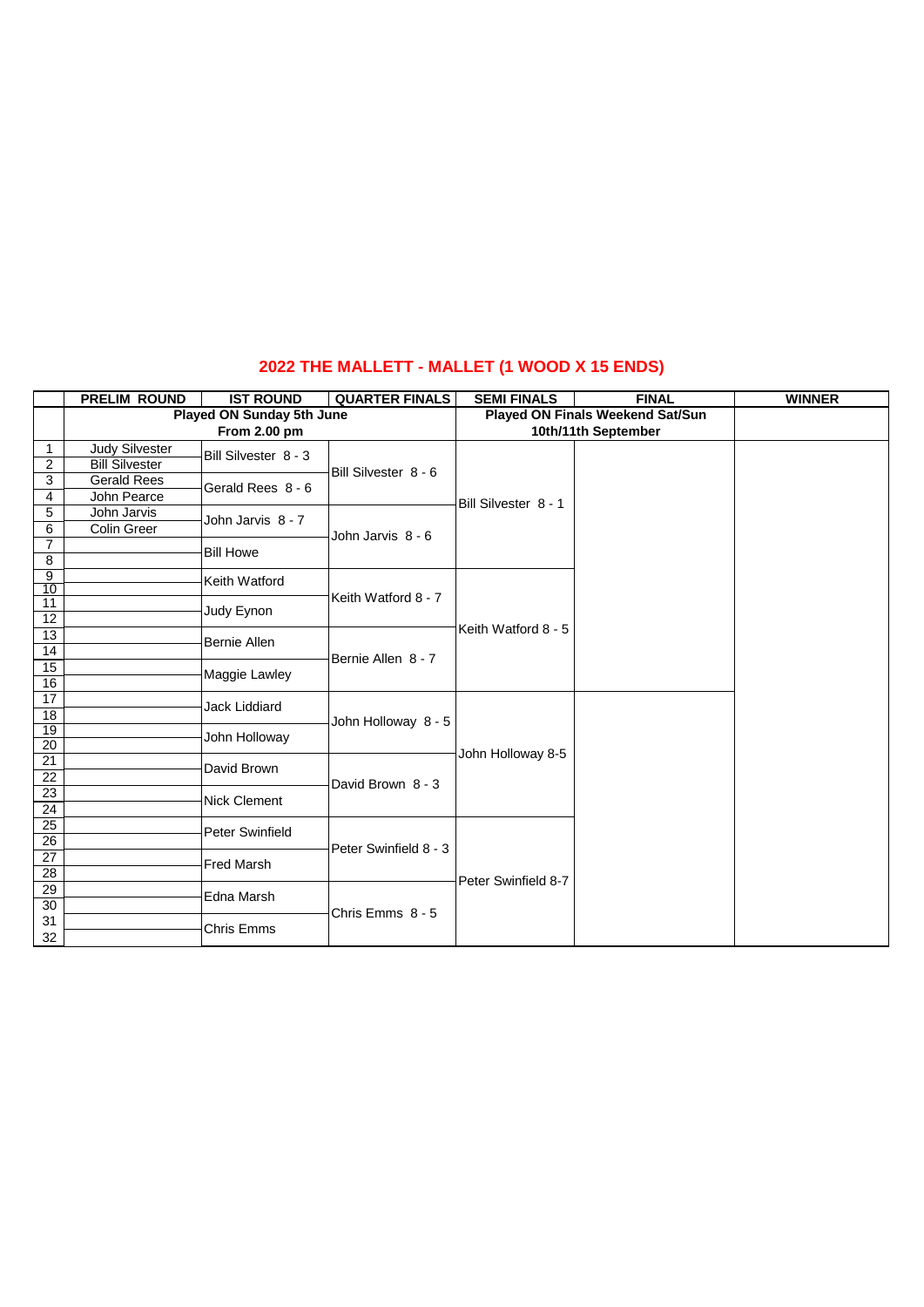## 2022 THE MALLETT - MALLET (1 WOOD X 15 ENDS)

| | PRELIM ROUND | IST ROUND | QUARTER FINALS | SEMI FINALS | FINAL | WINNER |
|---|---|---|---|---|---|---|
| | Played ON Sunday 5th June From 2.00 pm | | | Played ON Finals Weekend Sat/Sun 10th/11th September | | |
| 1 | Judy Silvester | Bill Silvester 8 - 3 | Bill Silvester 8 - 6 | Bill Silvester 8 - 1 | | |
| 2 | Bill Silvester | | | | | |
| 3 | Gerald Rees | Gerald Rees 8 - 6 | | | | |
| 4 | John Pearce | | | | | |
| 5 | John Jarvis | John Jarvis 8 - 7 | John Jarvis 8 - 6 | | | |
| 6 | Colin Greer | | | | | |
| 7 | | Bill Howe | | | | |
| 8 | | | | | | |
| 9 | | Keith Watford | Keith Watford 8 - 7 | Keith Watford 8 - 5 | | |
| 10 | | | | | | |
| 11 | | Judy Eynon | | | | |
| 12 | | | | | | |
| 13 | | Bernie Allen | Bernie Allen 8 - 7 | | | |
| 14 | | | | | | |
| 15 | | Maggie Lawley | | | | |
| 16 | | | | | | |
| 17 | | Jack Liddiard | John Holloway 8 - 5 | John Holloway 8-5 | | |
| 18 | | | | | | |
| 19 | | John Holloway | | | | |
| 20 | | | | | | |
| 21 | | David Brown | David Brown 8 - 3 | | | |
| 22 | | | | | | |
| 23 | | Nick Clement | | | | |
| 24 | | | | | | |
| 25 | | Peter Swinfield | Peter Swinfield 8 - 3 | Peter Swinfield 8-7 | | |
| 26 | | | | | | |
| 27 | | Fred Marsh | | | | |
| 28 | | | | | | |
| 29 | | Edna Marsh | Chris Emms 8 - 5 | | | |
| 30 | | | | | | |
| 31 | | Chris Emms | | | | |
| 32 | | | | | | |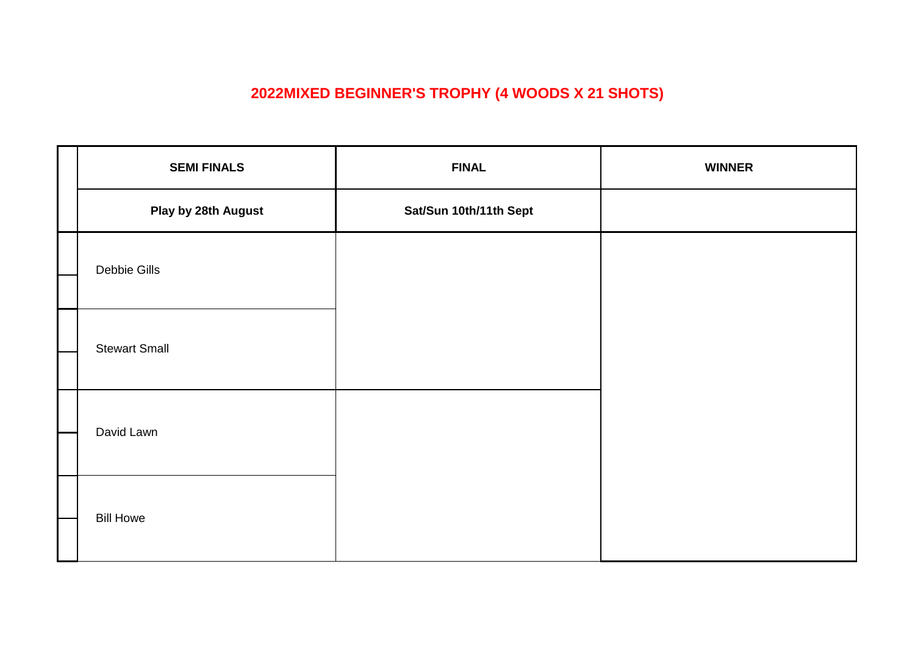# 2022MIXED BEGINNER'S TROPHY (4 WOODS X 21 SHOTS)

| SEMI FINALS | FINAL | WINNER |
| --- | --- | --- |
| **Play by 28th August** | **Sat/Sun 10th/11th Sept** | |
| Debbie Gills | | |
| Stewart Small | | |
| David Lawn | | |
| Bill Howe | | |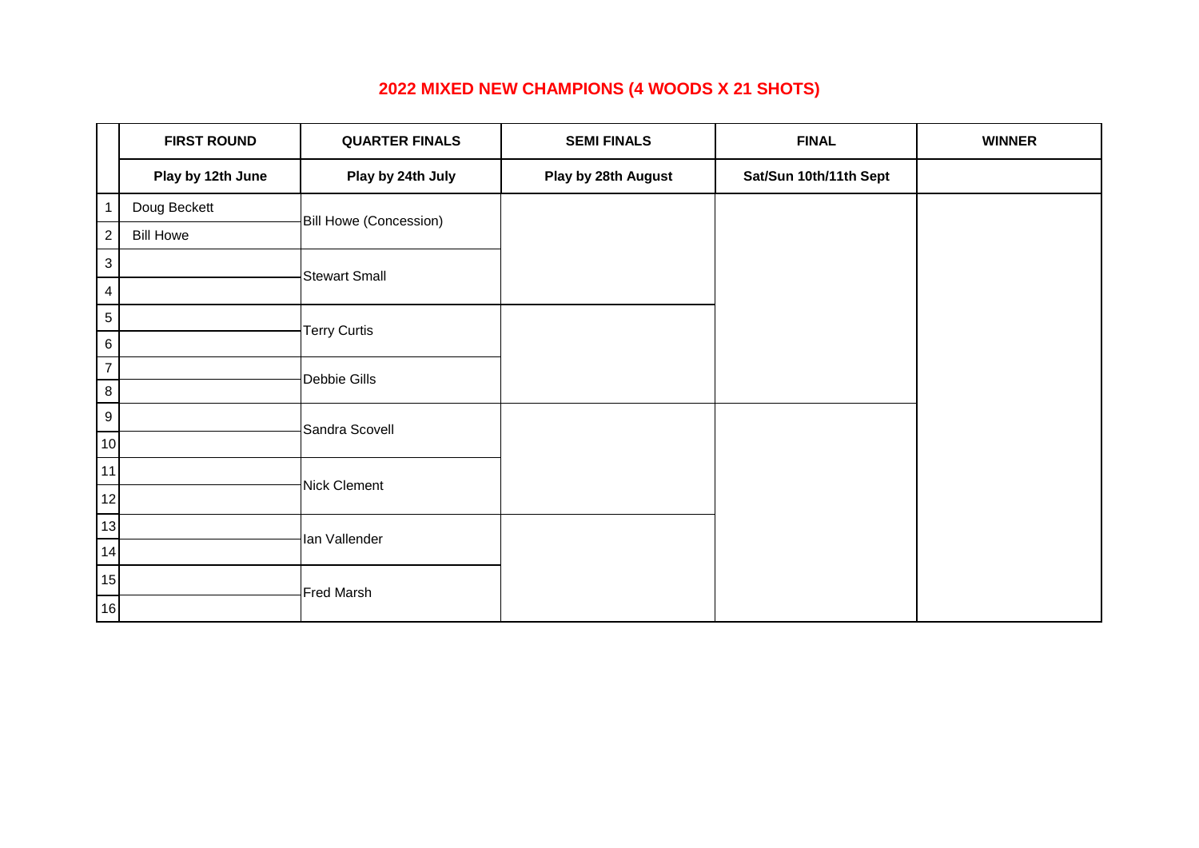# 2022 MIXED NEW CHAMPIONS (4 WOODS X 21 SHOTS)

| | FIRST ROUND | QUARTER FINALS | SEMI FINALS | FINAL | WINNER |
|---|---|---|---|---|---|
| | Play by 12th June | Play by 24th July | Play by 28th August | Sat/Sun 10th/11th Sept | |
| 1 | Doug Beckett | Bill Howe (Concession) | | | |
| 2 | Bill Howe | | | | |
| 3 | | Stewart Small | | | |
| 4 | | | | | |
| 5 | | Terry Curtis | | | |
| 6 | | | | | |
| 7 | | Debbie Gills | | | |
| 8 | | | | | |
| 9 | | Sandra Scovell | | | |
| 10 | | | | | |
| 11 | | Nick Clement | | | |
| 12 | | | | | |
| 13 | | Ian Vallender | | | |
| 14 | | | | | |
| 15 | | Fred Marsh | | | |
| 16 | | | | | |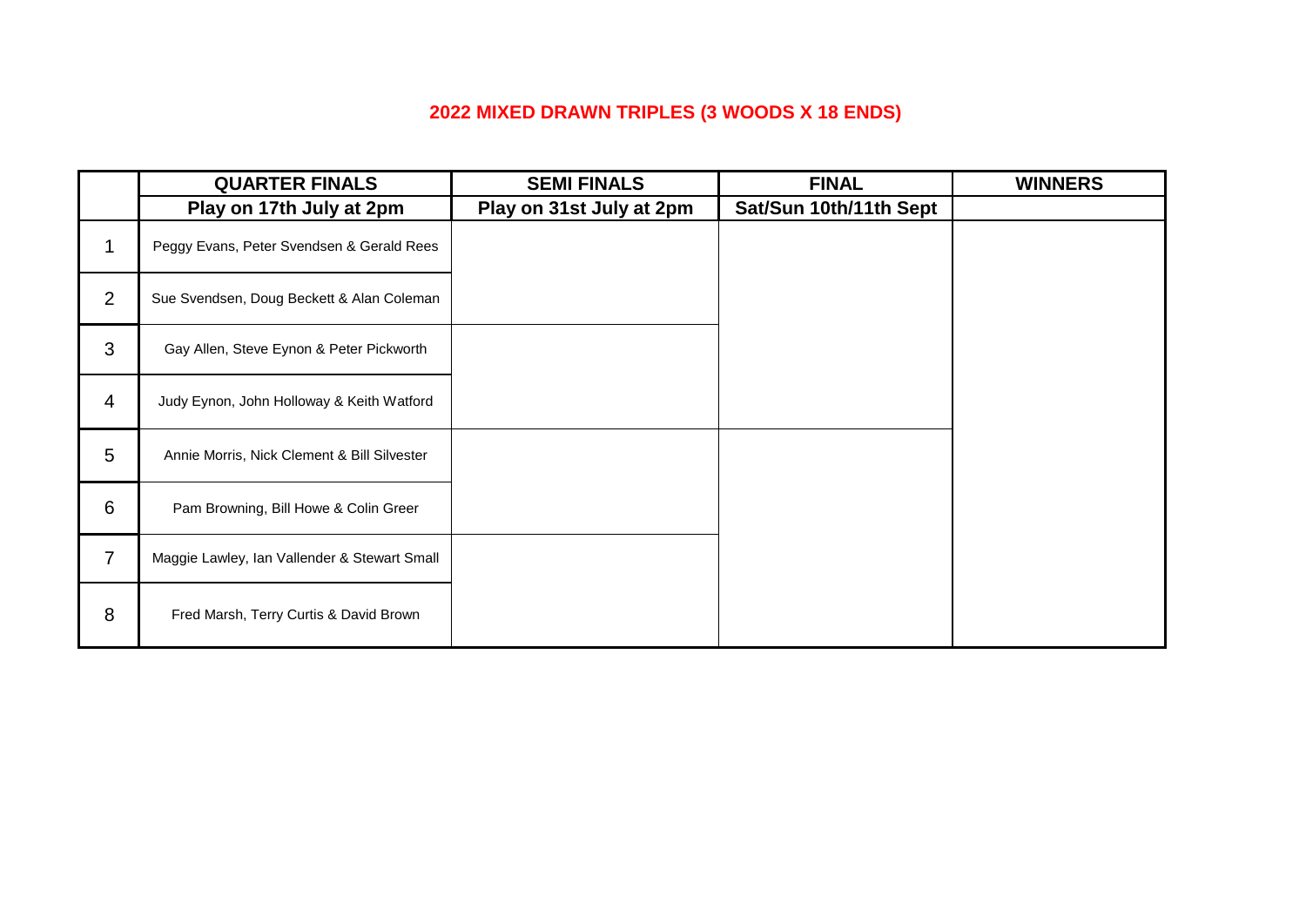## 2022 MIXED DRAWN TRIPLES (3 WOODS X 18 ENDS)

| | QUARTER FINALS | SEMI FINALS | FINAL | WINNERS |
|---|---|---|---|---|
| | Play on 17th July at 2pm | Play on 31st July at 2pm | Sat/Sun 10th/11th Sept | |
| 1 | Peggy Evans, Peter Svendsen & Gerald Rees | | | |
| 2 | Sue Svendsen, Doug Beckett & Alan Coleman | | | |
| 3 | Gay Allen, Steve Eynon & Peter Pickworth | | | |
| 4 | Judy Eynon, John Holloway & Keith Watford | | | |
| 5 | Annie Morris, Nick Clement & Bill Silvester | | | |
| 6 | Pam Browning, Bill Howe & Colin Greer | | | |
| 7 | Maggie Lawley, Ian Vallender & Stewart Small | | | |
| 8 | Fred Marsh, Terry Curtis & David Brown | | | |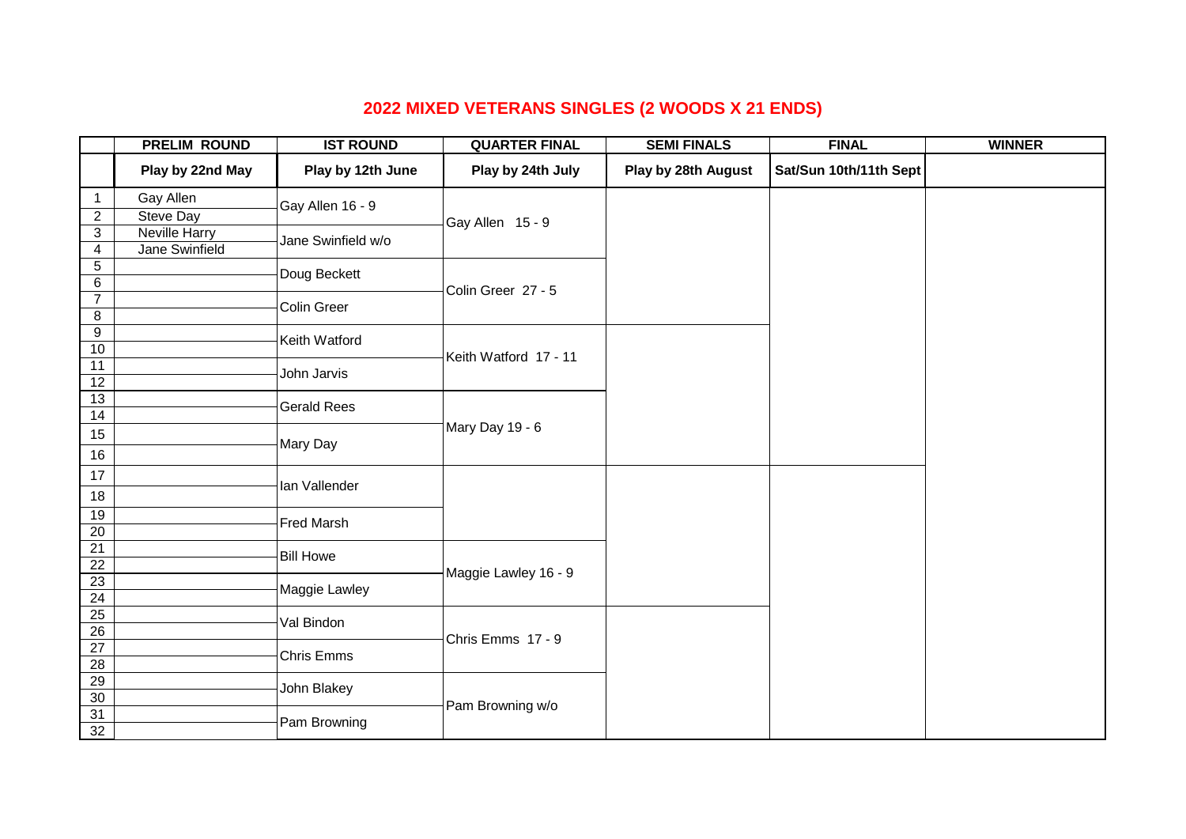# 2022 MIXED VETERANS SINGLES (2 WOODS X 21 ENDS)

| | PRELIM ROUND | IST ROUND | QUARTER FINAL | SEMI FINALS | FINAL | WINNER |
|---|---|---|---|---|---|---|
| | Play by 22nd May | Play by 12th June | Play by 24th July | Play by 28th August | Sat/Sun 10th/11th Sept | |
| 1 | Gay Allen | Gay Allen 16 - 9 | Gay Allen 15 - 9 | | | |
| 2 | Steve Day | | | | | |
| 3 | Neville Harry | Jane Swinfield w/o | | | | |
| 4 | Jane Swinfield | | | | | |
| 5 | | Doug Beckett | Colin Greer 27 - 5 | | | |
| 6 | | | | | | |
| 7 | | Colin Greer | | | | |
| 8 | | | | | | |
| 9 | | Keith Watford | Keith Watford 17 - 11 | | | |
| 10 | | | | | | |
| 11 | | John Jarvis | | | | |
| 12 | | | | | | |
| 13 | | Gerald Rees | Mary Day 19 - 6 | | | |
| 14 | | | | | | |
| 15 | | Mary Day | | | | |
| 16 | | | | | | |
| 17 | | Ian Vallender | | | | |
| 18 | | | | | | |
| 19 | | Fred Marsh | | | | |
| 20 | | | | | | |
| 21 | | Bill Howe | Maggie Lawley 16 - 9 | | | |
| 22 | | | | | | |
| 23 | | Maggie Lawley | | | | |
| 24 | | | | | | |
| 25 | | Val Bindon | Chris Emms 17 - 9 | | | |
| 26 | | | | | | |
| 27 | | Chris Emms | | | | |
| 28 | | | | | | |
| 29 | | John Blakey | Pam Browning w/o | | | |
| 30 | | | | | | |
| 31 | | Pam Browning | | | | |
| 32 | | | | | | |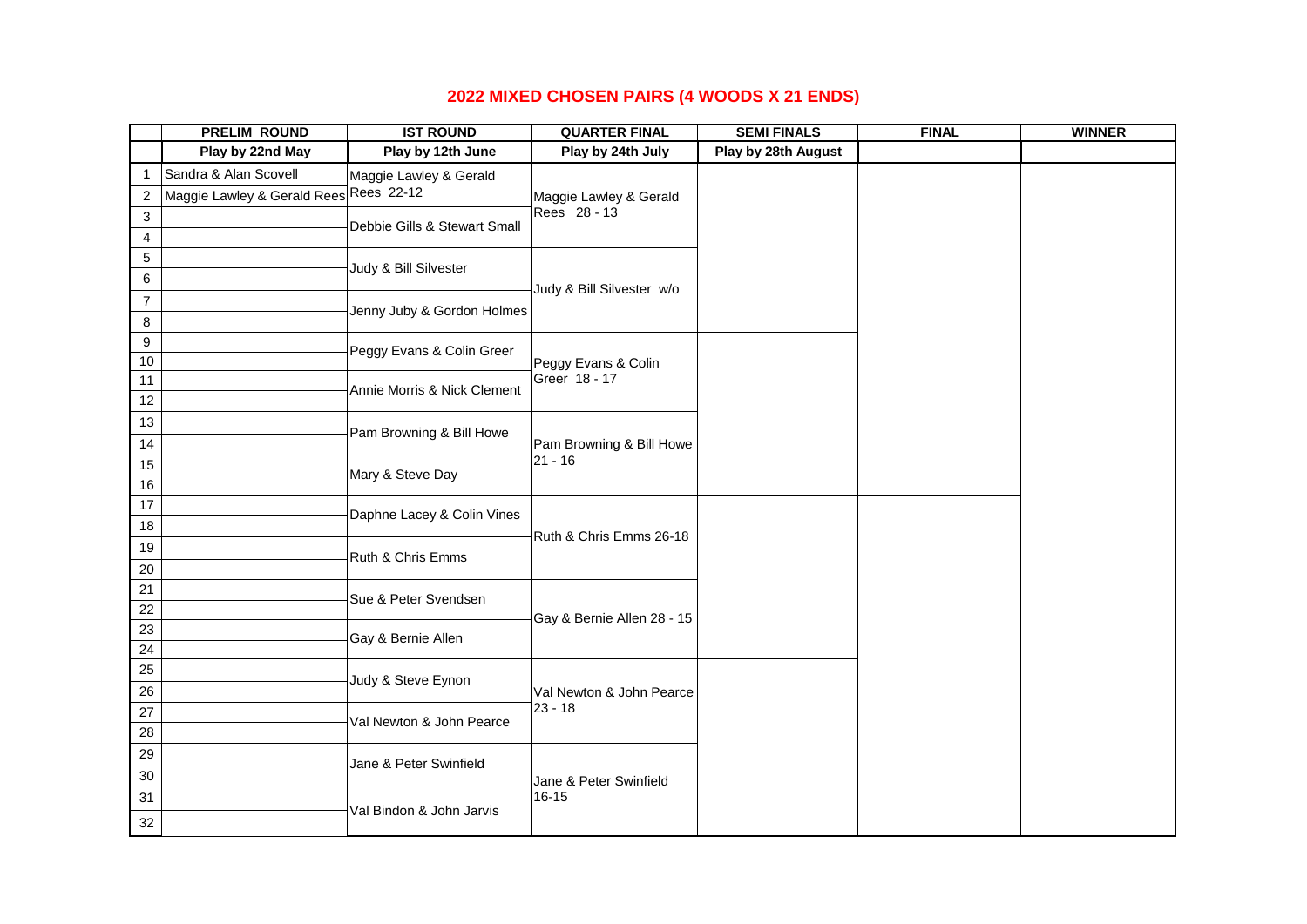## 2022 MIXED CHOSEN PAIRS (4 WOODS X 21 ENDS)

| | PRELIM ROUND | IST ROUND | QUARTER FINAL | SEMI FINALS | FINAL | WINNER |
|---|---|---|---|---|---|---|
| | Play by 22nd May | Play by 12th June | Play by 24th July | Play by 28th August | | |
| 1 | Sandra & Alan Scovell | Maggie Lawley & Gerald Rees 22-12 | Maggie Lawley & Gerald Rees 28 - 13 | | | |
| 2 | Maggie Lawley & Gerald Rees | | | | | |
| 3 | | Debbie Gills & Stewart Small | | | | |
| 4 | | | | | | |
| 5 | | Judy & Bill Silvester | Judy & Bill Silvester w/o | | | |
| 6 | | | | | | |
| 7 | | Jenny Juby & Gordon Holmes | | | | |
| 8 | | | | | | |
| 9 | | Peggy Evans & Colin Greer | Peggy Evans & Colin Greer 18 - 17 | | | |
| 10 | | | | | | |
| 11 | | Annie Morris & Nick Clement | | | | |
| 12 | | | | | | |
| 13 | | Pam Browning & Bill Howe | Pam Browning & Bill Howe 21 - 16 | | | |
| 14 | | | | | | |
| 15 | | Mary & Steve Day | | | | |
| 16 | | | | | | |
| 17 | | Daphne Lacey & Colin Vines | Ruth & Chris Emms 26-18 | | | |
| 18 | | | | | | |
| 19 | | Ruth & Chris Emms | | | | |
| 20 | | | | | | |
| 21 | | Sue & Peter Svendsen | Gay & Bernie Allen 28 - 15 | | | |
| 22 | | | | | | |
| 23 | | Gay & Bernie Allen | | | | |
| 24 | | | | | | |
| 25 | | Judy & Steve Eynon | Val Newton & John Pearce 23 - 18 | | | |
| 26 | | | | | | |
| 27 | | Val Newton & John Pearce | | | | |
| 28 | | | | | | |
| 29 | | Jane & Peter Swinfield | Jane & Peter Swinfield 16-15 | | | |
| 30 | | | | | | |
| 31 | | Val Bindon & John Jarvis | | | | |
| 32 | | | | | | |